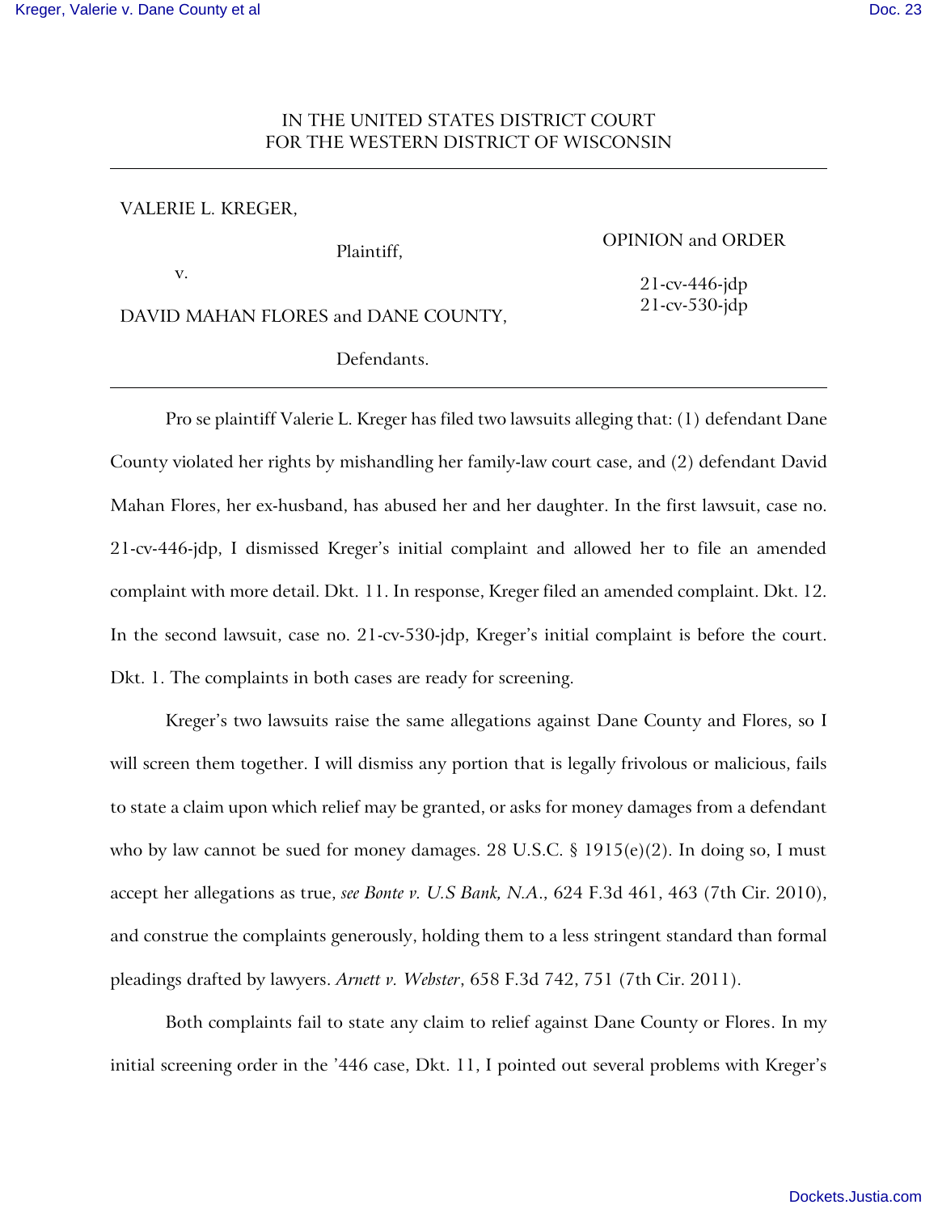IN THE UNITED STATES DISTRICT COURT
FOR THE WESTERN DISTRICT OF WISCONSIN

---

VALERIE L. KREGER,

Plaintiff,

v.

DAVID MAHAN FLORES and DANE COUNTY,

Defendants.

OPINION and ORDER

21-cv-446-jdp
21-cv-530-jdp

---

Pro se plaintiff Valerie L. Kreger has filed two lawsuits alleging that: (1) defendant Dane County violated her rights by mishandling her family-law court case, and (2) defendant David Mahan Flores, her ex-husband, has abused her and her daughter. In the first lawsuit, case no. 21-cv-446-jdp, I dismissed Kreger's initial complaint and allowed her to file an amended complaint with more detail. Dkt. 11. In response, Kreger filed an amended complaint. Dkt. 12. In the second lawsuit, case no. 21-cv-530-jdp, Kreger's initial complaint is before the court. Dkt. 1. The complaints in both cases are ready for screening.

Kreger's two lawsuits raise the same allegations against Dane County and Flores, so I will screen them together. I will dismiss any portion that is legally frivolous or malicious, fails to state a claim upon which relief may be granted, or asks for money damages from a defendant who by law cannot be sued for money damages. 28 U.S.C. § 1915(e)(2). In doing so, I must accept her allegations as true, *see Bonte v. U.S Bank, N.A.*, 624 F.3d 461, 463 (7th Cir. 2010), and construe the complaints generously, holding them to a less stringent standard than formal pleadings drafted by lawyers. *Arnett v. Webster*, 658 F.3d 742, 751 (7th Cir. 2011).

Both complaints fail to state any claim to relief against Dane County or Flores. In my initial screening order in the '446 case, Dkt. 11, I pointed out several problems with Kreger's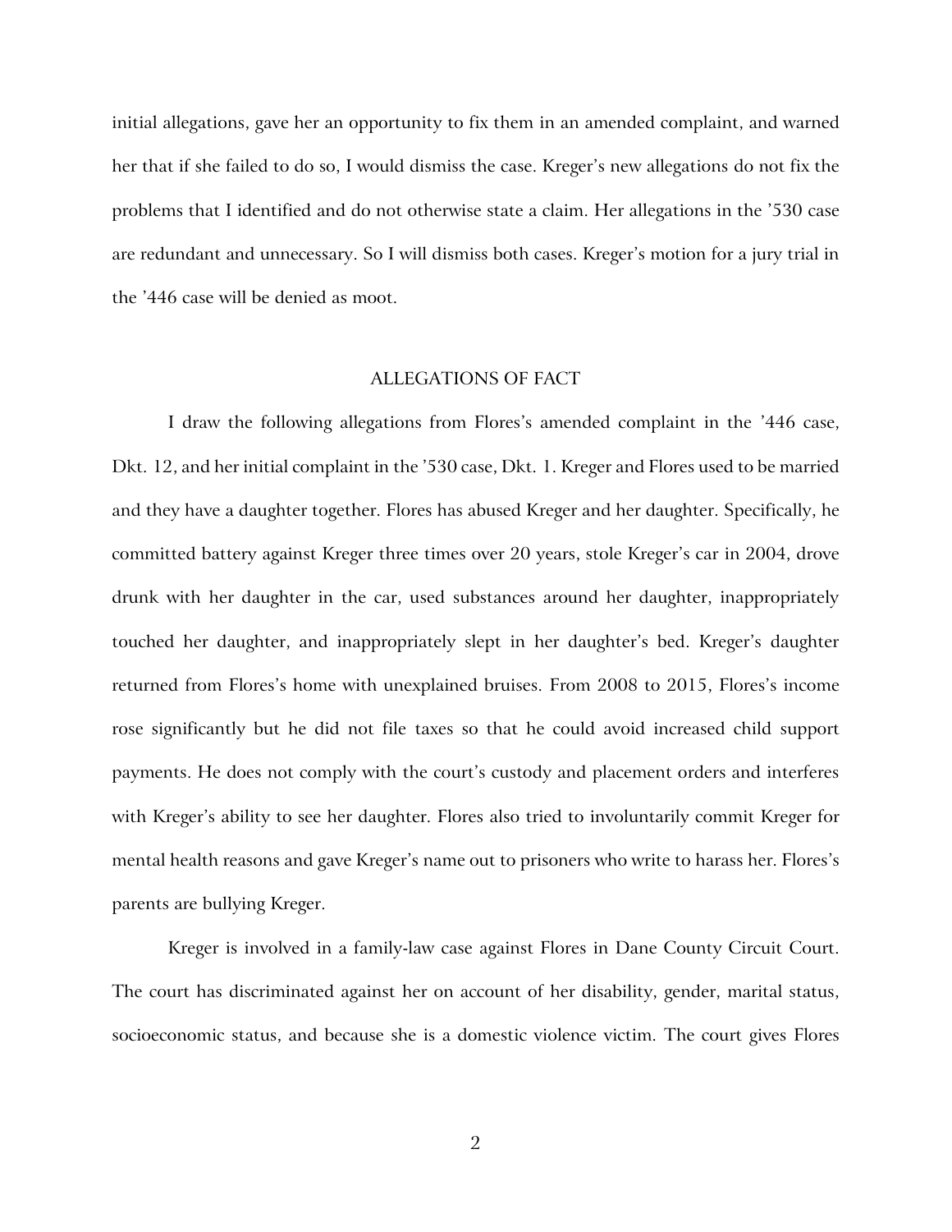initial allegations, gave her an opportunity to fix them in an amended complaint, and warned her that if she failed to do so, I would dismiss the case. Kreger's new allegations do not fix the problems that I identified and do not otherwise state a claim. Her allegations in the '530 case are redundant and unnecessary. So I will dismiss both cases. Kreger's motion for a jury trial in the '446 case will be denied as moot.

## ALLEGATIONS OF FACT

I draw the following allegations from Flores's amended complaint in the '446 case, Dkt. 12, and her initial complaint in the '530 case, Dkt. 1. Kreger and Flores used to be married and they have a daughter together. Flores has abused Kreger and her daughter. Specifically, he committed battery against Kreger three times over 20 years, stole Kreger's car in 2004, drove drunk with her daughter in the car, used substances around her daughter, inappropriately touched her daughter, and inappropriately slept in her daughter's bed. Kreger's daughter returned from Flores's home with unexplained bruises. From 2008 to 2015, Flores's income rose significantly but he did not file taxes so that he could avoid increased child support payments. He does not comply with the court's custody and placement orders and interferes with Kreger's ability to see her daughter. Flores also tried to involuntarily commit Kreger for mental health reasons and gave Kreger's name out to prisoners who write to harass her. Flores's parents are bullying Kreger.

Kreger is involved in a family-law case against Flores in Dane County Circuit Court. The court has discriminated against her on account of her disability, gender, marital status, socioeconomic status, and because she is a domestic violence victim. The court gives Flores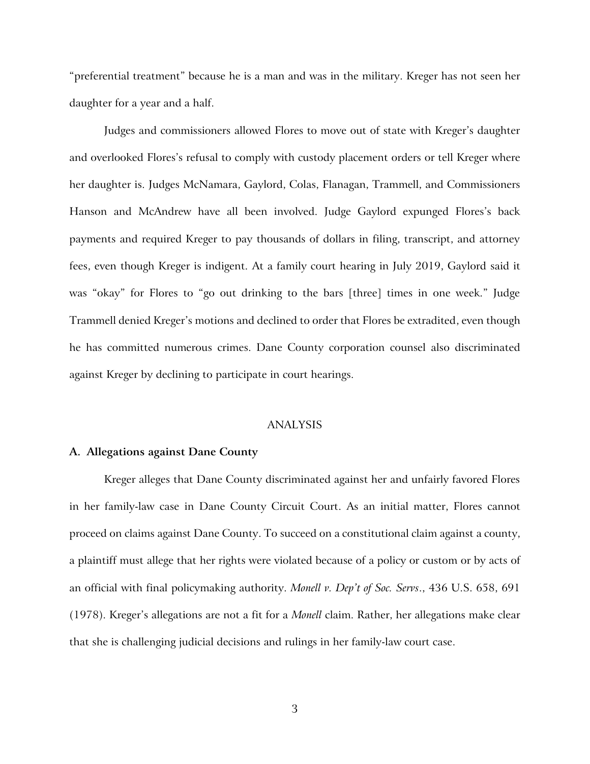"preferential treatment" because he is a man and was in the military. Kreger has not seen her daughter for a year and a half.

Judges and commissioners allowed Flores to move out of state with Kreger's daughter and overlooked Flores's refusal to comply with custody placement orders or tell Kreger where her daughter is. Judges McNamara, Gaylord, Colas, Flanagan, Trammell, and Commissioners Hanson and McAndrew have all been involved. Judge Gaylord expunged Flores's back payments and required Kreger to pay thousands of dollars in filing, transcript, and attorney fees, even though Kreger is indigent. At a family court hearing in July 2019, Gaylord said it was "okay" for Flores to "go out drinking to the bars [three] times in one week." Judge Trammell denied Kreger's motions and declined to order that Flores be extradited, even though he has committed numerous crimes. Dane County corporation counsel also discriminated against Kreger by declining to participate in court hearings.

## ANALYSIS

### A. Allegations against Dane County

Kreger alleges that Dane County discriminated against her and unfairly favored Flores in her family-law case in Dane County Circuit Court. As an initial matter, Flores cannot proceed on claims against Dane County. To succeed on a constitutional claim against a county, a plaintiff must allege that her rights were violated because of a policy or custom or by acts of an official with final policymaking authority. *Monell v. Dep't of Soc. Servs*., 436 U.S. 658, 691 (1978). Kreger's allegations are not a fit for a *Monell* claim. Rather, her allegations make clear that she is challenging judicial decisions and rulings in her family-law court case.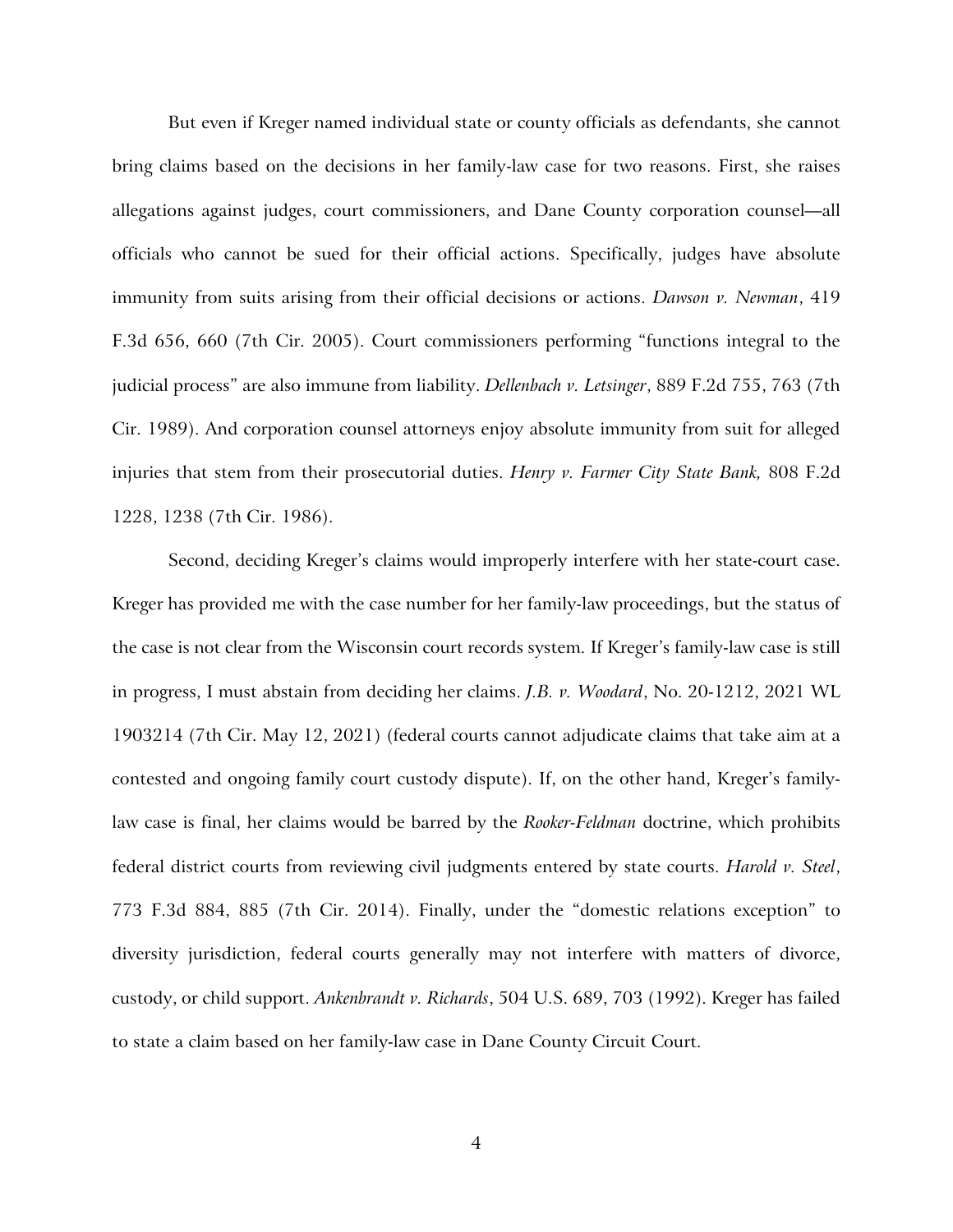But even if Kreger named individual state or county officials as defendants, she cannot bring claims based on the decisions in her family-law case for two reasons. First, she raises allegations against judges, court commissioners, and Dane County corporation counsel—all officials who cannot be sued for their official actions. Specifically, judges have absolute immunity from suits arising from their official decisions or actions. *Dawson v. Newman*, 419 F.3d 656, 660 (7th Cir. 2005). Court commissioners performing "functions integral to the judicial process" are also immune from liability. *Dellenbach v. Letsinger*, 889 F.2d 755, 763 (7th Cir. 1989). And corporation counsel attorneys enjoy absolute immunity from suit for alleged injuries that stem from their prosecutorial duties. *Henry v. Farmer City State Bank,* 808 F.2d 1228, 1238 (7th Cir. 1986).

Second, deciding Kreger's claims would improperly interfere with her state-court case. Kreger has provided me with the case number for her family-law proceedings, but the status of the case is not clear from the Wisconsin court records system. If Kreger's family-law case is still in progress, I must abstain from deciding her claims. *J.B. v. Woodard*, No. 20-1212, 2021 WL 1903214 (7th Cir. May 12, 2021) (federal courts cannot adjudicate claims that take aim at a contested and ongoing family court custody dispute). If, on the other hand, Kreger's family-law case is final, her claims would be barred by the *Rooker-Feldman* doctrine, which prohibits federal district courts from reviewing civil judgments entered by state courts. *Harold v. Steel*, 773 F.3d 884, 885 (7th Cir. 2014). Finally, under the "domestic relations exception" to diversity jurisdiction, federal courts generally may not interfere with matters of divorce, custody, or child support. *Ankenbrandt v. Richards*, 504 U.S. 689, 703 (1992). Kreger has failed to state a claim based on her family-law case in Dane County Circuit Court.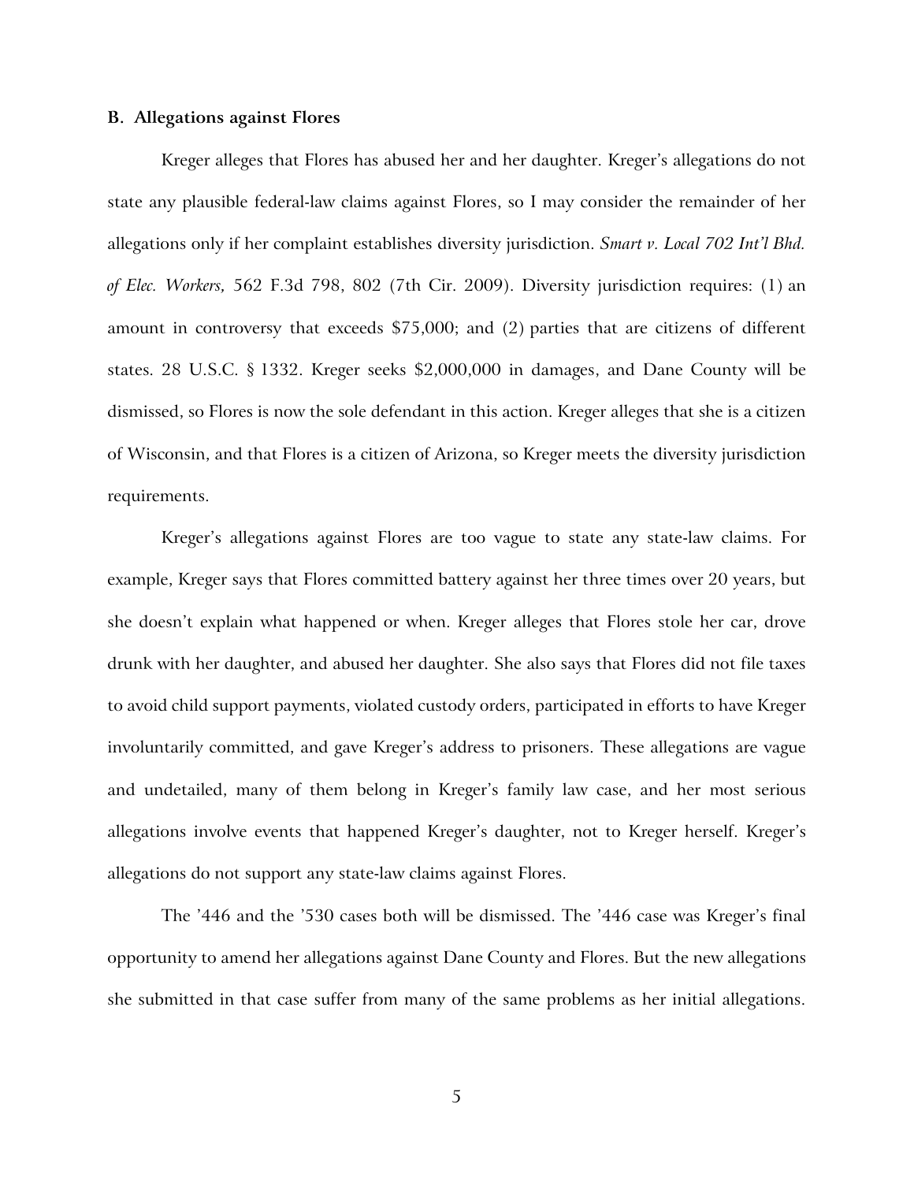### B. Allegations against Flores

Kreger alleges that Flores has abused her and her daughter. Kreger's allegations do not state any plausible federal-law claims against Flores, so I may consider the remainder of her allegations only if her complaint establishes diversity jurisdiction. *Smart v. Local 702 Int'l Bhd. of Elec. Workers,* 562 F.3d 798, 802 (7th Cir. 2009). Diversity jurisdiction requires: (1) an amount in controversy that exceeds $75,000; and (2) parties that are citizens of different states. 28 U.S.C. § 1332. Kreger seeks $2,000,000 in damages, and Dane County will be dismissed, so Flores is now the sole defendant in this action. Kreger alleges that she is a citizen of Wisconsin, and that Flores is a citizen of Arizona, so Kreger meets the diversity jurisdiction requirements.

Kreger's allegations against Flores are too vague to state any state-law claims. For example, Kreger says that Flores committed battery against her three times over 20 years, but she doesn't explain what happened or when. Kreger alleges that Flores stole her car, drove drunk with her daughter, and abused her daughter. She also says that Flores did not file taxes to avoid child support payments, violated custody orders, participated in efforts to have Kreger involuntarily committed, and gave Kreger's address to prisoners. These allegations are vague and undetailed, many of them belong in Kreger's family law case, and her most serious allegations involve events that happened Kreger's daughter, not to Kreger herself. Kreger's allegations do not support any state-law claims against Flores.

The '446 and the '530 cases both will be dismissed. The '446 case was Kreger's final opportunity to amend her allegations against Dane County and Flores. But the new allegations she submitted in that case suffer from many of the same problems as her initial allegations.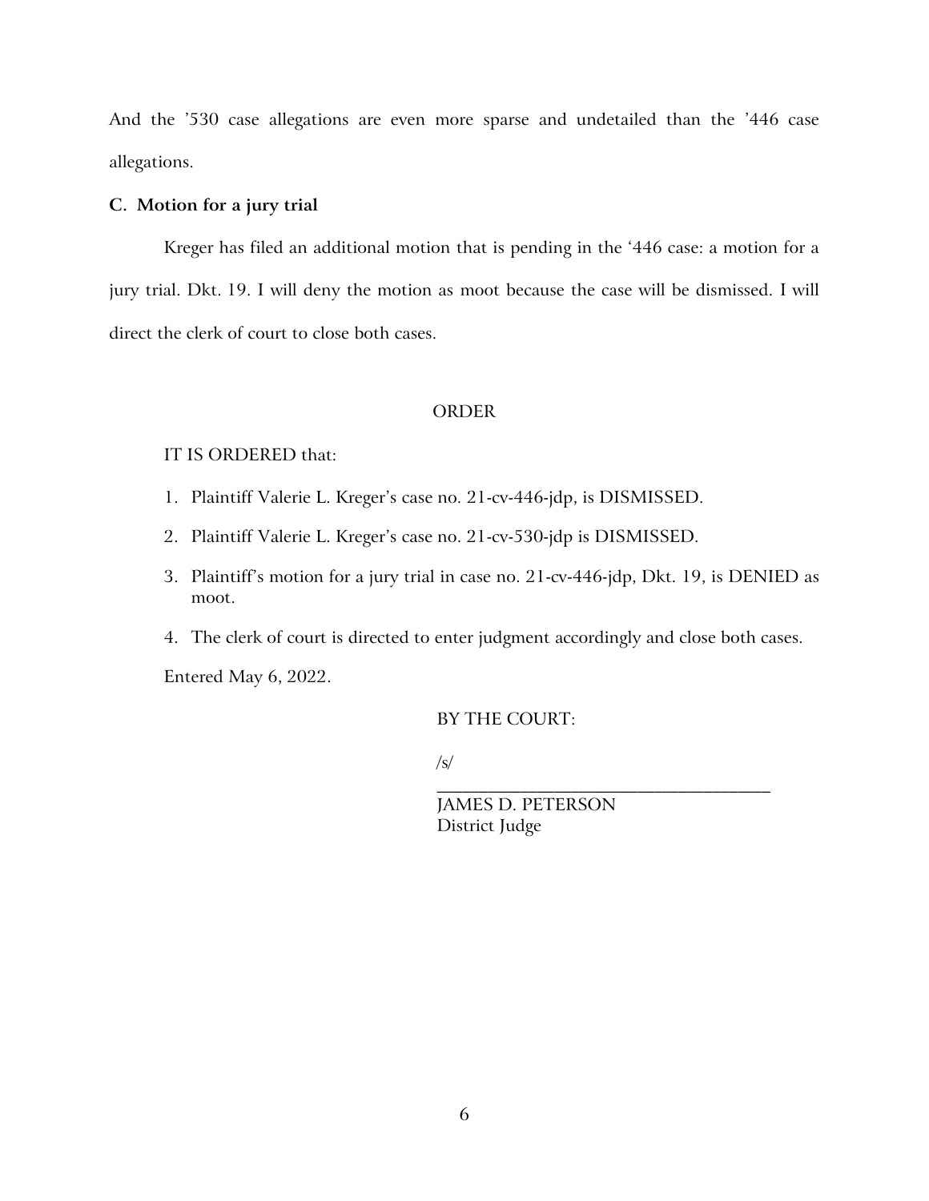And the '530 case allegations are even more sparse and undetailed than the '446 case allegations.

### C. Motion for a jury trial

Kreger has filed an additional motion that is pending in the '446 case: a motion for a jury trial. Dkt. 19. I will deny the motion as moot because the case will be dismissed. I will direct the clerk of court to close both cases.

## ORDER

IT IS ORDERED that:

1. Plaintiff Valerie L. Kreger's case no. 21-cv-446-jdp, is DISMISSED.
2. Plaintiff Valerie L. Kreger's case no. 21-cv-530-jdp is DISMISSED.
3. Plaintiff's motion for a jury trial in case no. 21-cv-446-jdp, Dkt. 19, is DENIED as moot.
4. The clerk of court is directed to enter judgment accordingly and close both cases.

Entered May 6, 2022.

BY THE COURT:

/s/

JAMES D. PETERSON
District Judge